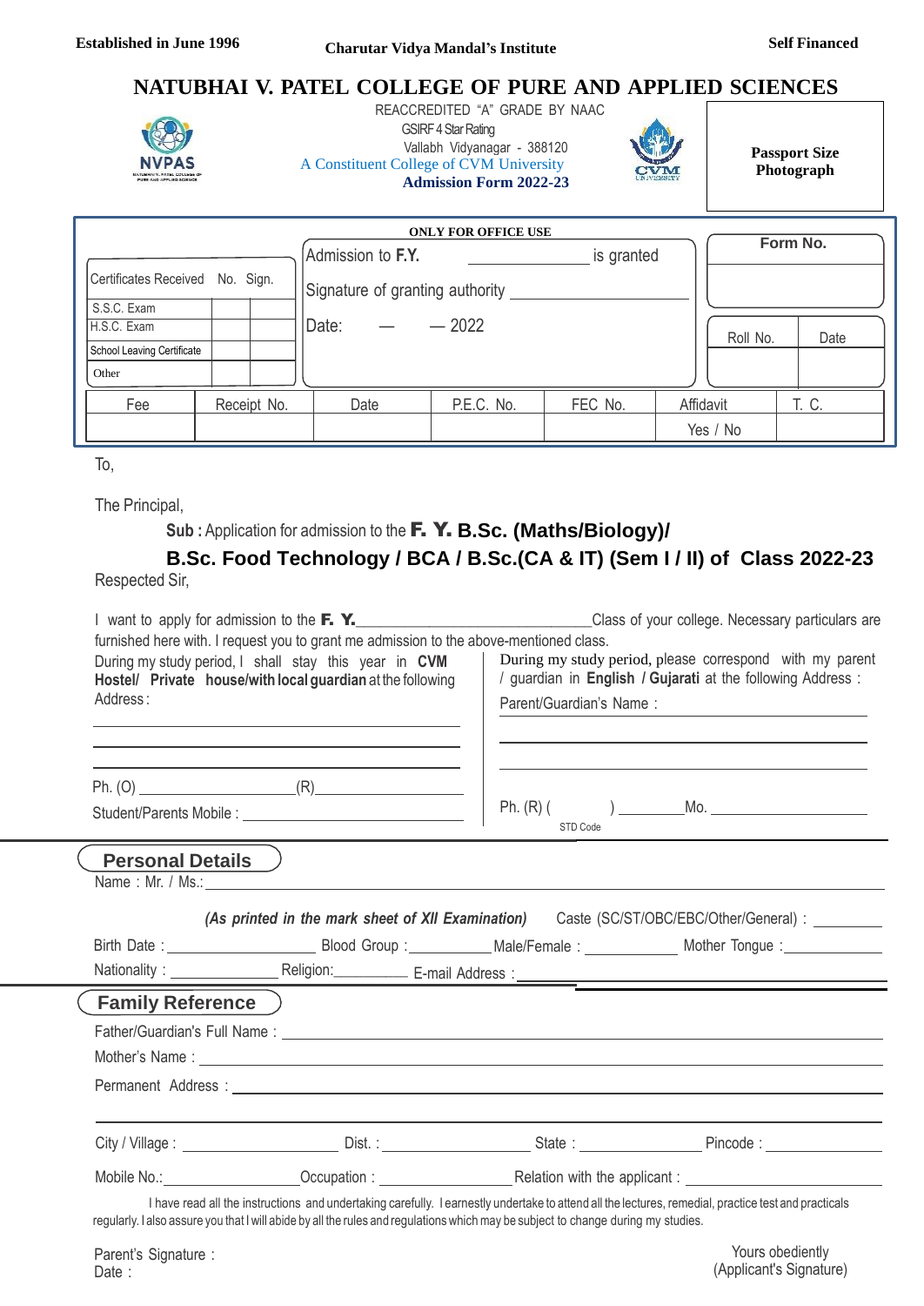Established in June 1996 | Charutar Vidya Mandal's Institute | Self Financed

# NATUBHAI V. PATEL COLLEGE OF PURE AND APPLIED SCIENCES

REACCREDITED "A" GRADE BY NAAC
GSIRF 4 Star Rating
Vallabh Vidyanagar - 388120
A Constituent College of CVM University
**Admission Form 2022-23**

**Passport Size Photograph**

**ONLY FOR OFFICE USE**

| Certificates Received | No. | Sign. |
|---|---|---|
| S.S.C. Exam | | |
| H.S.C. Exam | | |
| School Leaving Certificate | | |
| Other | | |

Admission to **F.Y.** ____________ is granted

Signature of granting authority ____________

Date: — — 2022

| Form No. | |
|---|---|
| | |
| Roll No. | Date |
| | |

| Fee | Receipt No. | Date | P.E.C. No. | FEC No. | Affidavit | T. C. |
|---|---|---|---|---|---|---|
| | | | | | Yes / No | |

To,

The Principal,

**Sub :** Application for admission to the **F. Y. B.Sc. (Maths/Biology)/ B.Sc. Food Technology / BCA / B.Sc.(CA & IT) (Sem I / II) of Class 2022-23**

Respected Sir,

I want to apply for admission to the **F. Y.**____________Class of your college. Necessary particulars are furnished here with. I request you to grant me admission to the above-mentioned class.

During my study period, I shall stay this year in **CVM Hostel/ Private house/with local guardian** at the following Address:

____________

____________

____________

Ph. (O) ____________ (R) ____________

Student/Parents Mobile : ____________

During my study period, please correspond with my parent / guardian in **English / Gujarati** at the following Address :

Parent/Guardian's Name : ____________

____________

____________

Ph. (R) ( ) ____________ Mo. ____________
STD Code

## Personal Details

Name : Mr. / Ms.: ____________

*(As printed in the mark sheet of XII Examination)* Caste (SC/ST/OBC/EBC/Other/General) : ____________

Birth Date : ____________ Blood Group : ____________ Male/Female : ____________ Mother Tongue : ____________

Nationality : ____________ Religion: ____________ E-mail Address : ____________

## Family Reference

Father/Guardian's Full Name : ____________

Mother's Name : ____________

Permanent Address : ____________

____________

City / Village : ____________ Dist. : ____________ State : ____________ Pincode : ____________

Mobile No.: ____________ Occupation : ____________ Relation with the applicant : ____________

I have read all the instructions and undertaking carefully. I earnestly undertake to attend all the lectures, remedial, practice test and practicals regularly. I also assure you that I will abide by all the rules and regulations which may be subject to change during my studies.

Parent's Signature :
Date :

Yours obediently
(Applicant's Signature)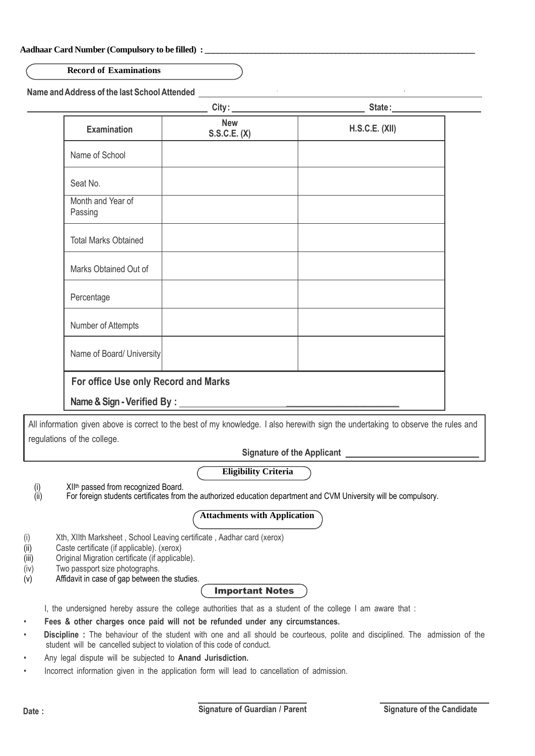**Aadhaar Card Number (Compulsory to be filled) :** ______________________________

## Record of Examinations

**Name and Address of the last School Attended** ______________________________

______________________________ **City:** ______________________________ **State:** ______________________________

| Examination | New S.S.C.E. (X) | H.S.C.E. (XII) |
|---|---|---|
| Name of School | | |
| Seat No. | | |
| Month and Year of Passing | | |
| Total Marks Obtained | | |
| Marks Obtained Out of | | |
| Percentage | | |
| Number of Attempts | | |
| Name of Board/ University | | |

**For office Use only Record and Marks**

**Name & Sign - Verified By :** ______________________________

All information given above is correct to the best of my knowledge. I also herewith sign the undertaking to observe the rules and regulations of the college.

**Signature of the Applicant** ______________________________

## Eligibility Criteria

(i) XII[th] passed from recognized Board.
(ii) For foreign students certificates from the authorized education department and CVM University will be compulsory.

## Attachments with Application

(i) Xth, XIIth Marksheet , School Leaving certificate , Aadhar card (xerox)
(ii) Caste certificate (if applicable). (xerox)
(iii) Original Migration certificate (if applicable).
(iv) Two passport size photographs.
(v) Affidavit in case of gap between the studies.

## Important Notes

I, the undersigned hereby assure the college authorities that as a student of the college I am aware that :

- **Fees & other charges once paid will not be refunded under any circumstances.**
- **Discipline :** The behaviour of the student with one and all should be courteous, polite and disciplined. The admission of the student will be cancelled subject to violation of this code of conduct.
- Any legal dispute will be subjected to **Anand Jurisdiction.**
- Incorrect information given in the application form will lead to cancellation of admission.

**Date :**

**Signature of Guardian / Parent**

**Signature of the Candidate**